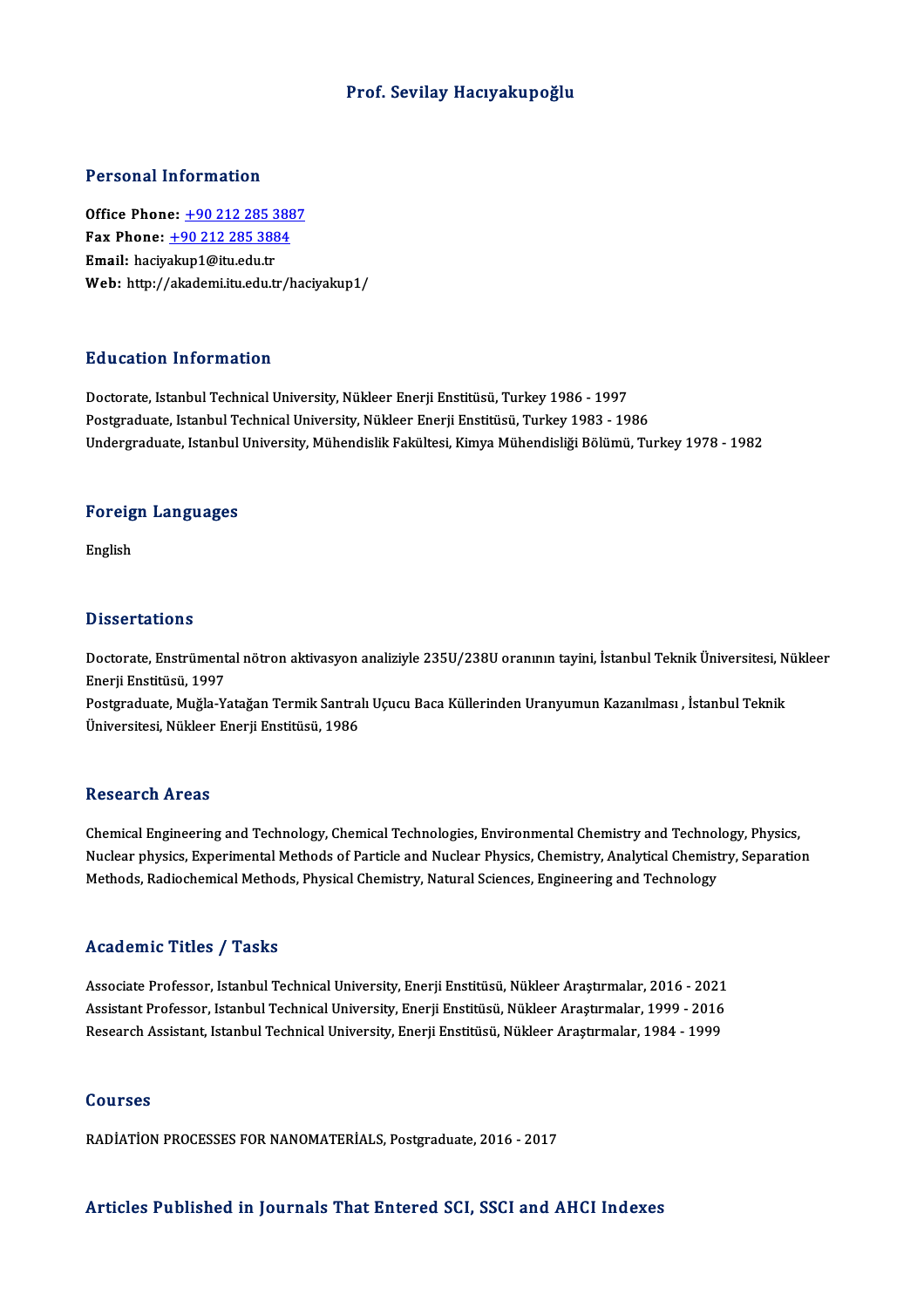# Prof. Sevilay Hacıyakupoğlu

## Personal Information

**Office Phone:** +90 212 285 3887
**Fax Phone:** +90 212 285 3884
**Email:** haciyakup1@itu.edu.tr
**Web:** http://akademi.itu.edu.tr/haciyakup1/

## Education Information

Doctorate, Istanbul Technical University, Nükleer Enerji Enstitüsü, Turkey 1986 - 1997
Postgraduate, Istanbul Technical University, Nükleer Enerji Enstitüsü, Turkey 1983 - 1986
Undergraduate, Istanbul University, Mühendislik Fakültesi, Kimya Mühendisliği Bölümü, Turkey 1978 - 1982

## Foreign Languages

English

## Dissertations

Doctorate, Enstrümental nötron aktivasyon analiziyle 235U/238U oranının tayini, İstanbul Teknik Üniversitesi, Nükleer Enerji Enstitüsü, 1997
Postgraduate, Muğla-Yatağan Termik Santralı Uçucu Baca Küllerinden Uranyumun Kazanılması , İstanbul Teknik Üniversitesi, Nükleer Enerji Enstitüsü, 1986

## Research Areas

Chemical Engineering and Technology, Chemical Technologies, Environmental Chemistry and Technology, Physics, Nuclear physics, Experimental Methods of Particle and Nuclear Physics, Chemistry, Analytical Chemistry, Separation Methods, Radiochemical Methods, Physical Chemistry, Natural Sciences, Engineering and Technology

## Academic Titles / Tasks

Associate Professor, Istanbul Technical University, Enerji Enstitüsü, Nükleer Araştırmalar, 2016 - 2021
Assistant Professor, Istanbul Technical University, Enerji Enstitüsü, Nükleer Araştırmalar, 1999 - 2016
Research Assistant, Istanbul Technical University, Enerji Enstitüsü, Nükleer Araştırmalar, 1984 - 1999

## Courses

RADİATİON PROCESSES FOR NANOMATERİALS, Postgraduate, 2016 - 2017

## Articles Published in Journals That Entered SCI, SSCI and AHCI Indexes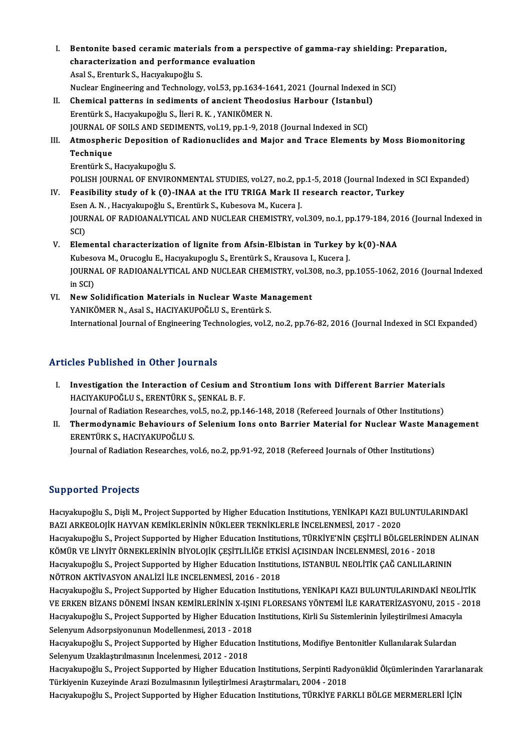I. **Bentonite based ceramic materials from a perspective of gamma-ray shielding: Preparation, characterization and performance evaluation**
   Asal S., Erenturk S., Hacıyakupoğlu S.
   Nuclear Engineering and Technology, vol.53, pp.1634-1641, 2021 (Journal Indexed in SCI)
II. **Chemical patterns in sediments of ancient Theodosius Harbour (Istanbul)**
   Erentürk S., Hacıyakupoğlu S., İleri R. K. , YANIKÖMER N.
   JOURNAL OF SOILS AND SEDIMENTS, vol.19, pp.1-9, 2018 (Journal Indexed in SCI)
III. **Atmospheric Deposition of Radionuclides and Major and Trace Elements by Moss Biomonitoring Technique**
   Erentürk S., Hacıyakupoğlu S.
   POLISH JOURNAL OF ENVIRONMENTAL STUDIES, vol.27, no.2, pp.1-5, 2018 (Journal Indexed in SCI Expanded)
IV. **Feasibility study of k (0)-INAA at the ITU TRIGA Mark II research reactor, Turkey**
   Esen A. N. , Hacıyakupoğlu S., Erentürk S., Kubesova M., Kucera J.
   JOURNAL OF RADIOANALYTICAL AND NUCLEAR CHEMISTRY, vol.309, no.1, pp.179-184, 2016 (Journal Indexed in SCI)
V. **Elemental characterization of lignite from Afsin-Elbistan in Turkey by k(0)-NAA**
   Kubesova M., Orucoglu E., Hacıyakupoglu S., Erentürk S., Krausova I., Kucera J.
   JOURNAL OF RADIOANALYTICAL AND NUCLEAR CHEMISTRY, vol.308, no.3, pp.1055-1062, 2016 (Journal Indexed in SCI)
VI. **New Solidification Materials in Nuclear Waste Management**
   YANIKÖMER N., Asal S., HACIYAKUPOĞLU S., Erentürk S.
   International Journal of Engineering Technologies, vol.2, no.2, pp.76-82, 2016 (Journal Indexed in SCI Expanded)

## Articles Published in Other Journals

I. **Investigation the Interaction of Cesium and Strontium Ions with Different Barrier Materials**
   HACIYAKUPOĞLU S., ERENTÜRK S., ŞENKAL B. F.
   Journal of Radiation Researches, vol.5, no.2, pp.146-148, 2018 (Refereed Journals of Other Institutions)
II. **Thermodynamic Behaviours of Selenium Ions onto Barrier Material for Nuclear Waste Management**
   ERENTÜRK S., HACIYAKUPOĞLU S.
   Journal of Radiation Researches, vol.6, no.2, pp.91-92, 2018 (Refereed Journals of Other Institutions)

## Supported Projects

Hacıyakupoğlu S., Dişli M., Project Supported by Higher Education Institutions, YENİKAPI KAZI BULUNTULARINDAKİ BAZI ARKEOLOJİK HAYVAN KEMİKLERİNİN NÜKLEER TEKNİKLERLE İNCELENMESİ, 2017 - 2020
Hacıyakupoğlu S., Project Supported by Higher Education Institutions, TÜRKİYE'NİN ÇEŞİTLİ BÖLGELERİNDEN ALINAN KÖMÜR VE LİNYİT ÖRNEKLERİNİN BİYOLOJİK ÇEŞİTLİLİĞE ETKİSİ AÇISINDAN İNCELENMESİ, 2016 - 2018
Hacıyakupoğlu S., Project Supported by Higher Education Institutions, ISTANBUL NEOLİTİK ÇAĞ CANLILARININ NÖTRON AKTİVASYON ANALİZİ İLE INCELENMESİ, 2016 - 2018
Hacıyakupoğlu S., Project Supported by Higher Education Institutions, YENİKAPI KAZI BULUNTULARINDAKİ NEOLİTİK VE ERKEN BİZANS DÖNEMİ İNSAN KEMİRLERİNİN X-IŞINI FLORESANS YÖNTEMİ İLE KARATERİZASYONU, 2015 - 2018
Hacıyakupoğlu S., Project Supported by Higher Education Institutions, Kirli Su Sistemlerinin İyileştirilmesi Amacıyla Selenyum Adsorpsiyonunun Modellenmesi, 2013 - 2018
Hacıyakupoğlu S., Project Supported by Higher Education Institutions, Modifiye Bentonitler Kullanılarak Sulardan Selenyum Uzaklaştırılmasının İncelenmesi, 2012 - 2018
Hacıyakupoğlu S., Project Supported by Higher Education Institutions, Serpinti Radyonüklid Ölçümlerinden Yararlanarak Türkiyenin Kuzeyinde Arazi Bozulmasının İyileştirlmesi Araştırmaları, 2004 - 2018
Hacıyakupoğlu S., Project Supported by Higher Education Institutions, TÜRKİYE FARKLI BÖLGE MERMERLERİ İÇİN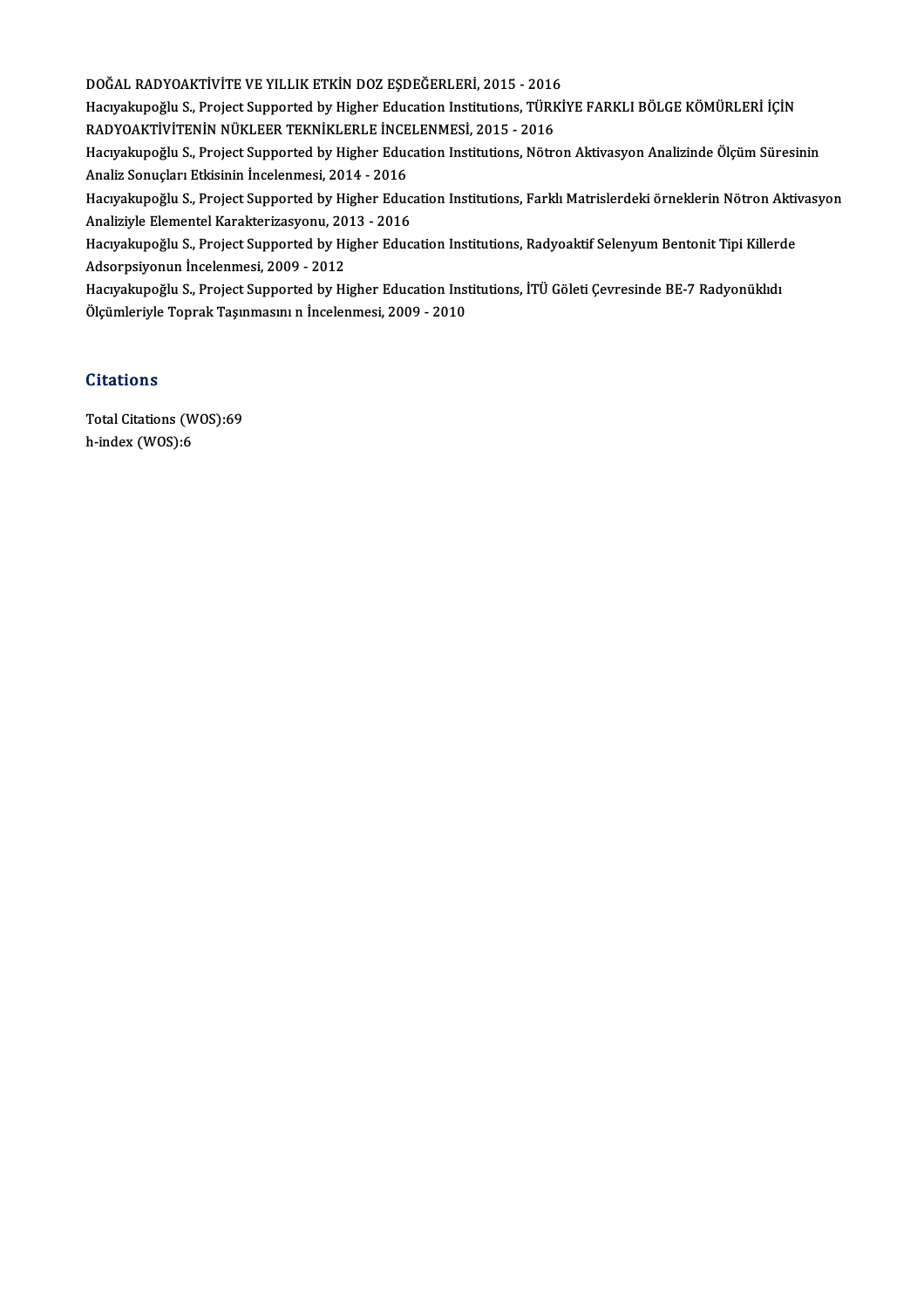DOĞAL RADYOAKTİVİTE VE YILLIK ETKİN DOZ EŞDEĞERLERİ, 2015 - 2016

Hacıyakupoğlu S., Project Supported by Higher Education Institutions, TÜRKİYE FARKLI BÖLGE KÖMÜRLERİ İÇİN RADYOAKTİVİTENİN NÜKLEER TEKNİKLERLE İNCELENMESİ, 2015 - 2016

Hacıyakupoğlu S., Project Supported by Higher Education Institutions, Nötron Aktivasyon Analizinde Ölçüm Süresinin Analiz Sonuçları Etkisinin İncelenmesi, 2014 - 2016

Hacıyakupoğlu S., Project Supported by Higher Education Institutions, Farklı Matrislerdeki örneklerin Nötron Aktivasyon Analiziyle Elementel Karakterizasyonu, 2013 - 2016

Hacıyakupoğlu S., Project Supported by Higher Education Institutions, Radyoaktif Selenyum Bentonit Tipi Killerde Adsorpsiyonun İncelenmesi, 2009 - 2012

Hacıyakupoğlu S., Project Supported by Higher Education Institutions, İTÜ Göleti Çevresinde BE-7 Radyonüklıdı Ölçümleriyle Toprak Taşınmasını n İncelenmesi, 2009 - 2010

## Citations

Total Citations (WOS):69

h-index (WOS):6